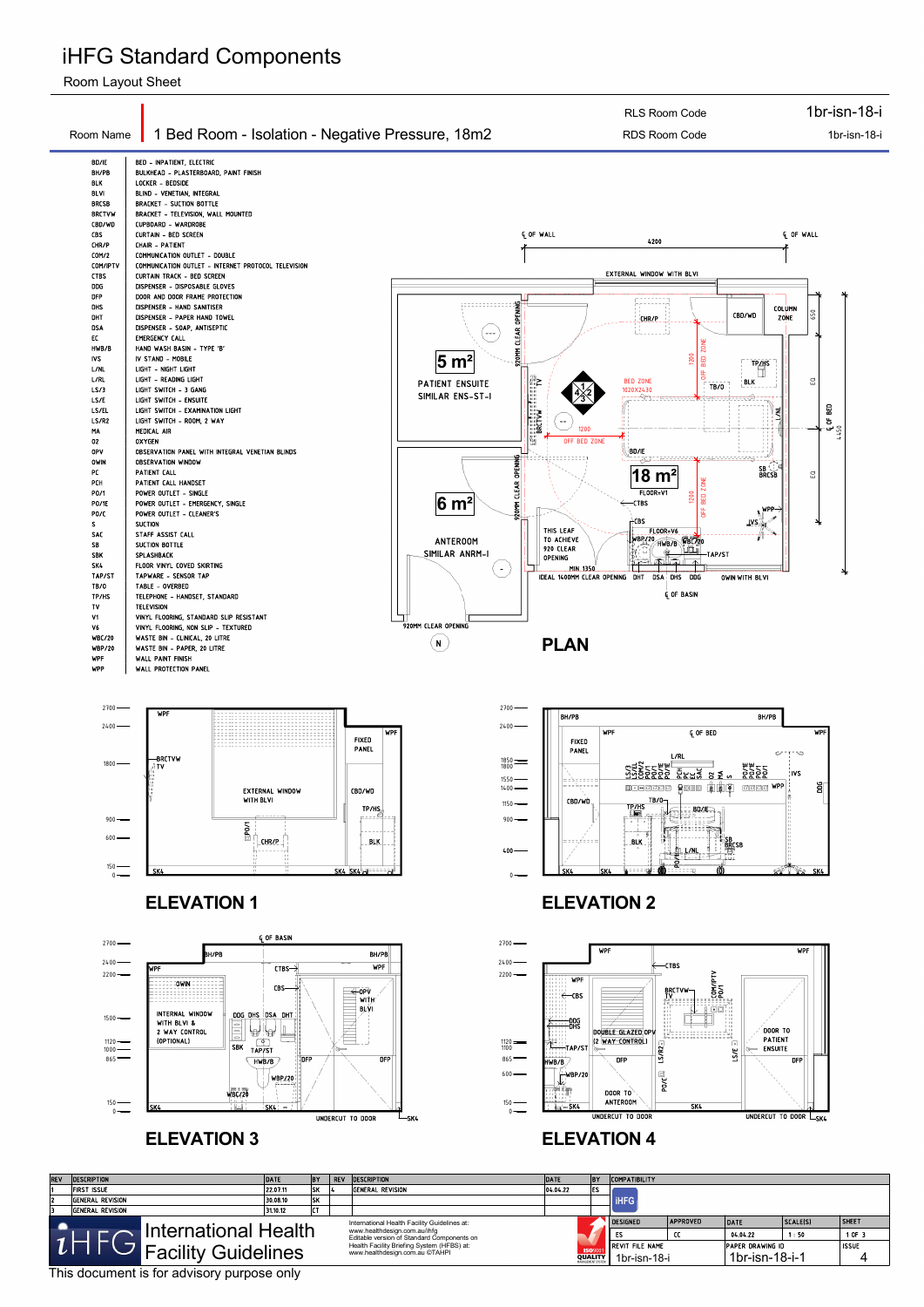# iHFG Standard Components

Room Layout Sheet

| Room Name | 1 Bed Room - Isolation - Negative Pressure, 18m2 | RLS Room Code | 1br-isn-18-i |
|---|---|---|---|
| | | RDS Room Code | 1br-isn-18-i |

| Code | Description |
|---|---|
| BD/IE | BED - INPATIENT, ELECTRIC |
| BH/PB | BULKHEAD - PLASTERBOARD, PAINT FINISH |
| BLK | LOCKER - BEDSIDE |
| BLVI | BLIND - VENETIAN, INTEGRAL |
| BRCSB | BRACKET - SUCTION BOTTLE |
| BRCTVW | BRACKET - TELEVISION, WALL MOUNTED |
| CBD/WD | CUPBOARD - WARDROBE |
| CBS | CURTAIN - BED SCREEN |
| CHR/P | CHAIR - PATIENT |
| COM/2 | COMMUNICATION OUTLET - DOUBLE |
| COM/IPTV | COMMUNICATION OUTLET - INTERNET PROTOCOL TELEVISION |
| CTBS | CURTAIN TRACK - BED SCREEN |
| DDG | DISPENSER - DISPOSABLE GLOVES |
| DFP | DOOR AND DOOR FRAME PROTECTION |
| DHS | DISPENSER - HAND SANITISER |
| DHT | DISPENSER - PAPER HAND TOWEL |
| DSA | DISPENSER - SOAP, ANTISEPTIC |
| EC | EMERGENCY CALL |
| HWB/B | HAND WASH BASIN - TYPE 'B' |
| IVS | IV STAND - MOBILE |
| L/NL | LIGHT - NIGHT LIGHT |
| L/RL | LIGHT - READING LIGHT |
| LS/3 | LIGHT SWITCH - 3 GANG |
| LS/E | LIGHT SWITCH - ENSUITE |
| LS/EL | LIGHT SWITCH - EXAMINATION LIGHT |
| LS/R2 | LIGHT SWITCH - ROOM, 2 WAY |
| MA | MEDICAL AIR |
| O2 | OXYGEN |
| OPV | OBSERVATION PANEL WITH INTEGRAL VENETIAN BLINDS |
| OWIN | OBSERVATION WINDOW |
| PC | PATIENT CALL |
| PCH | PATIENT CALL HANDSET |
| PO/1 | POWER OUTLET - SINGLE |
| PO/1E | POWER OUTLET - EMERGENCY, SINGLE |
| PO/C | POWER OUTLET - CLEANER'S |
| S | SUCTION |
| SAC | STAFF ASSIST CALL |
| SB | SUCTION BOTTLE |
| SBK | SPLASHBACK |
| SK4 | FLOOR VINYL COVED SKIRTING |
| TAP/ST | TAPWARE - SENSOR TAP |
| TB/O | TABLE - OVERBED |
| TP/HS | TELEPHONE - HANDSET, STANDARD |
| TV | TELEVISION |
| V1 | VINYL FLOORING, STANDARD SLIP RESISTANT |
| V6 | VINYL FLOORING, NON SLIP - TEXTURED |
| WBC/20 | WASTE BIN - CLINICAL, 20 LITRE |
| WBP/20 | WASTE BIN - PAPER, 20 LITRE |
| WPF | WALL PAINT FINISH |
| WPP | WALL PROTECTION PANEL |

## PLAN

PATIENT ENSUITE SIMILAR ENS-ST-I (5 m²)

ANTEROOM SIMILAR ANRM-I (6 m²)

18 m²

## ELEVATION 1

## ELEVATION 2

## ELEVATION 3

## ELEVATION 4

| REV | DESCRIPTION | DATE | BY | REV | DESCRIPTION | DATE | BY |
|---|---|---|---|---|---|---|---|
| 1 | FIRST ISSUE | 22.07.11 | SK | 4 | GENERAL REVISION | 04.04.22 | ES |
| 2 | GENERAL REVISION | 30.08.10 | SK | | | | |
| 3 | GENERAL REVISION | 31.10.12 | CT | | | | |

International Health Facility Guidelines

International Health Facility Guidelines at: www.healthdesign.com.au/ihfg
Editable version of Standard Components on Health Facility Briefing System (HFBS) at: www.healthdesign.com.au ©TAHPI

| DESIGNED | APPROVED | DATE | SCALE(S) | SHEET |
|---|---|---|---|---|
| ES | CC | 04.04.22 | 1 : 50 | 1 OF 3 |
| REVIT FILE NAME: 1br-isn-18-i | | PAPER DRAWING ID: 1br-isn-18-i-1 | | ISSUE: 4 |

This document is for advisory purpose only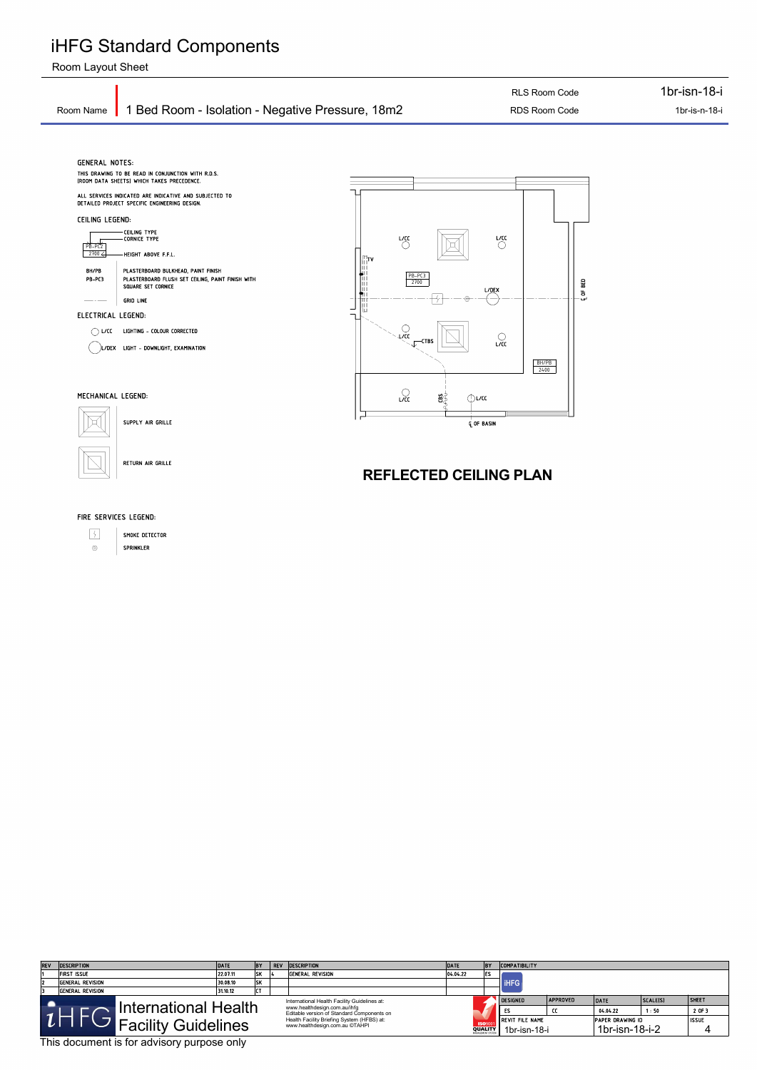# iHFG Standard Components

Room Layout Sheet

| Room Name | 1 Bed Room - Isolation - Negative Pressure, 18m2 | RLS Room Code | 1br-isn-18-i |
|---|---|---|---|
| | | RDS Room Code | 1br-is-n-18-i |

GENERAL NOTES:

THIS DRAWING TO BE READ IN CONJUNCTION WITH R.D.S. (ROOM DATA SHEETS) WHICH TAKES PRECEDENCE.

ALL SERVICES INDICATED ARE INDICATIVE AND SUBJECTED TO DETAILED PROJECT SPECIFIC ENGINEERING DESIGN.

CEILING LEGEND:

- CEILING TYPE
- CORNICE TYPE
- PB-PC2 / 2700 — HEIGHT ABOVE F.F.L.

| | |
|---|---|
| BH/PB | PLASTERBOARD BULKHEAD, PAINT FINISH |
| PB-PC3 | PLASTERBOARD FLUSH SET CEILING, PAINT FINISH WITH SQUARE SET CORNICE |
| | GRID LINE |

ELECTRICAL LEGEND:

| | |
|---|---|
| L/CC | LIGHTING - COLOUR CORRECTED |
| L/DEX | LIGHT - DOWNLIGHT, EXAMINATION |

MECHANICAL LEGEND:

- SUPPLY AIR GRILLE
- RETURN AIR GRILLE

FIRE SERVICES LEGEND:

- SMOKE DETECTOR
- SPRINKLER

L/CC, L/CC, TV, PB-PC3 2700, L/DEX, ℄ OF BED, L/CC, CTBS, L/CC, BH/PB 2400, L/CC, CBS, L/CC, ℄ OF BASIN

## REFLECTED CEILING PLAN

| REV | DESCRIPTION | DATE | BY | REV | DESCRIPTION | DATE | BY |
|---|---|---|---|---|---|---|---|
| 1 | FIRST ISSUE | 22.07.11 | SK | 4 | GENERAL REVISION | 04.04.22 | ES |
| 2 | GENERAL REVISION | 30.08.10 | SK | | | | |
| 3 | GENERAL REVISION | 31.10.12 | CT | | | | |

COMPATIBILITY: iHFG

| DESIGNED | APPROVED | DATE | SCALE(S) | SHEET |
|---|---|---|---|---|
| ES | CC | 04.04.22 | 1 : 50 | 2 OF 3 |

| REVIT FILE NAME | PAPER DRAWING ID | ISSUE |
|---|---|---|
| 1br-isn-18-i | 1br-isn-18-i-2 | 4 |

iHFG International Health Facility Guidelines

International Health Facility Guidelines at: www.healthdesign.com.au/ihfg
Editable version of Standard Components on Health Facility Briefing System (HFBS) at: www.healthdesign.com.au ©TAHPI

This document is for advisory purpose only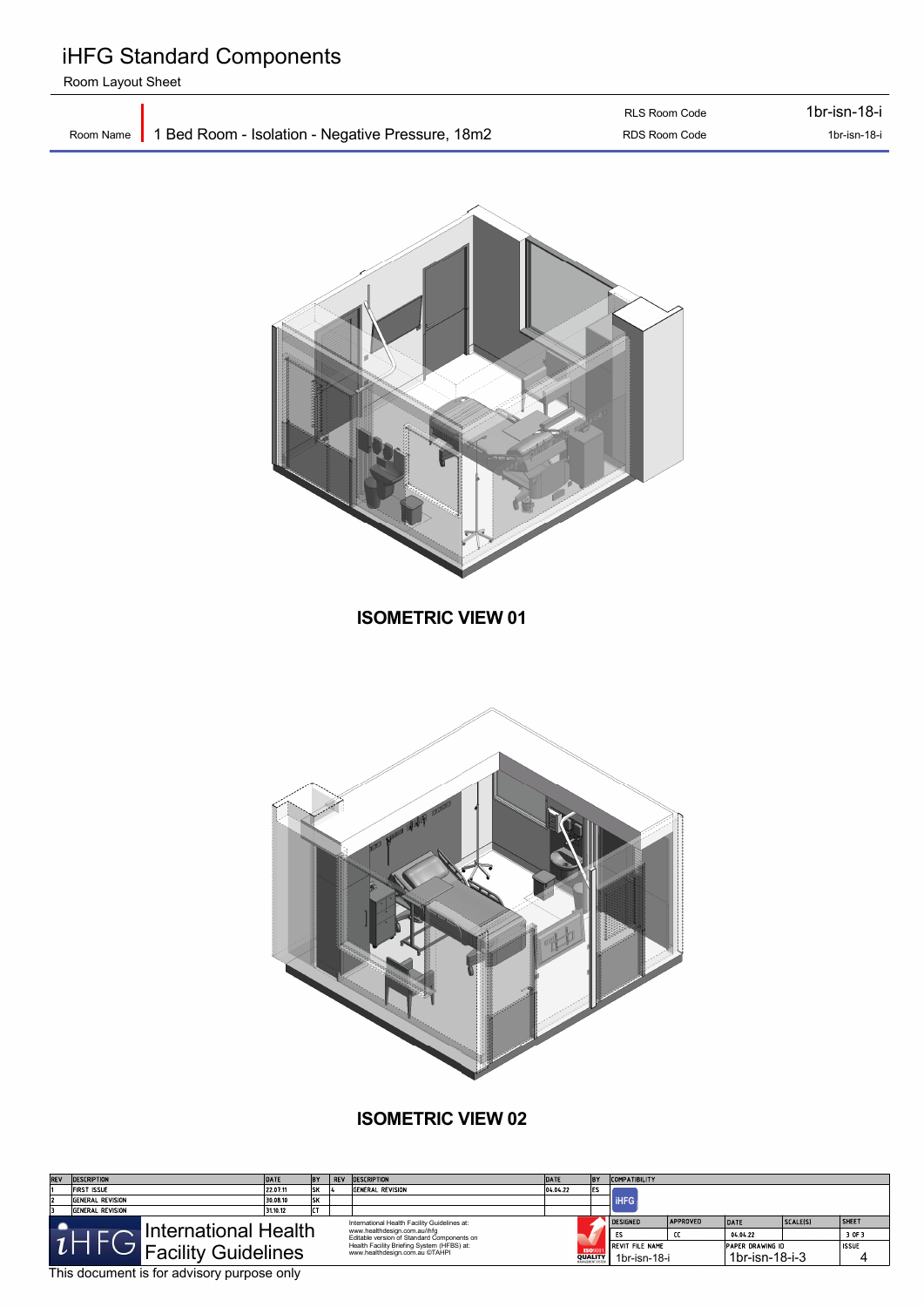# iHFG Standard Components

Room Layout Sheet

| Room Name | 1 Bed Room - Isolation - Negative Pressure, 18m2 | RLS Room Code | 1br-isn-18-i |
|---|---|---|---|
| | | RDS Room Code | 1br-isn-18-i |

**ISOMETRIC VIEW 01**

**ISOMETRIC VIEW 02**

| REV | DESCRIPTION | DATE | BY | REV | DESCRIPTION | DATE | BY |
|---|---|---|---|---|---|---|---|
| 1 | FIRST ISSUE | 22.07.11 | SK | 4 | GENERAL REVISION | 04.04.22 | ES |
| 2 | GENERAL REVISION | 30.08.10 | SK | | | | |
| 3 | GENERAL REVISION | 31.10.12 | CT | | | | |

COMPATIBILITY: iHFG

iHFG International Health Facility Guidelines

International Health Facility Guidelines at: www.healthdesign.com.au/ihfg
Editable version of Standard Components on Health Facility Briefing System (HFBS) at: www.healthdesign.com.au ©TAHPI

| DESIGNED | APPROVED | DATE | SCALE(S) | SHEET |
|---|---|---|---|---|
| ES | CC | 04.04.22 | | 3 OF 3 |

| REVIT FILE NAME | PAPER DRAWING ID | ISSUE |
|---|---|---|
| 1br-isn-18-i | 1br-isn-18-i-3 | 4 |

This document is for advisory purpose only